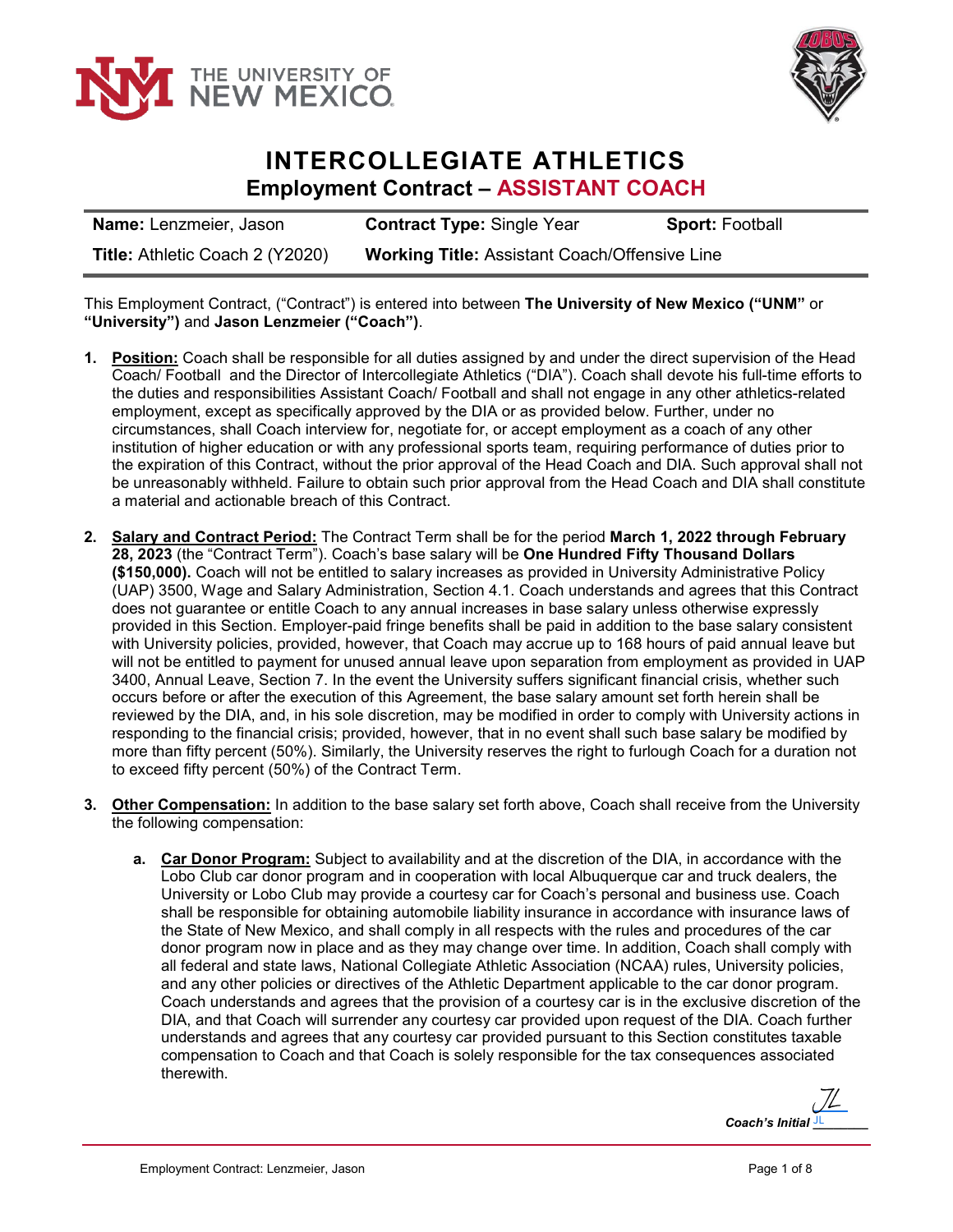# INTERCOLLEGIATE ATHLETICS

## Employment Contract – ASSISTANT COACH

| **Name:** Lenzmeier, Jason | **Contract Type:** Single Year | **Sport:** Football |
|---|---|---|
| **Title:** Athletic Coach 2 (Y2020) | **Working Title:** Assistant Coach/Offensive Line | |

This Employment Contract, ("Contract") is entered into between **The University of New Mexico ("UNM"** or **"University")** and **Jason Lenzmeier ("Coach")**.

1. **Position:** Coach shall be responsible for all duties assigned by and under the direct supervision of the Head Coach/ Football and the Director of Intercollegiate Athletics ("DIA"). Coach shall devote his full-time efforts to the duties and responsibilities Assistant Coach/ Football and shall not engage in any other athletics-related employment, except as specifically approved by the DIA or as provided below. Further, under no circumstances, shall Coach interview for, negotiate for, or accept employment as a coach of any other institution of higher education or with any professional sports team, requiring performance of duties prior to the expiration of this Contract, without the prior approval of the Head Coach and DIA. Such approval shall not be unreasonably withheld. Failure to obtain such prior approval from the Head Coach and DIA shall constitute a material and actionable breach of this Contract.

2. **Salary and Contract Period:** The Contract Term shall be for the period **March 1, 2022 through February 28, 2023** (the "Contract Term"). Coach's base salary will be **One Hundred Fifty Thousand Dollars ($150,000).** Coach will not be entitled to salary increases as provided in University Administrative Policy (UAP) 3500, Wage and Salary Administration, Section 4.1. Coach understands and agrees that this Contract does not guarantee or entitle Coach to any annual increases in base salary unless otherwise expressly provided in this Section. Employer-paid fringe benefits shall be paid in addition to the base salary consistent with University policies, provided, however, that Coach may accrue up to 168 hours of paid annual leave but will not be entitled to payment for unused annual leave upon separation from employment as provided in UAP 3400, Annual Leave, Section 7. In the event the University suffers significant financial crisis, whether such occurs before or after the execution of this Agreement, the base salary amount set forth herein shall be reviewed by the DIA, and, in his sole discretion, may be modified in order to comply with University actions in responding to the financial crisis; provided, however, that in no event shall such base salary be modified by more than fifty percent (50%). Similarly, the University reserves the right to furlough Coach for a duration not to exceed fifty percent (50%) of the Contract Term.

3. **Other Compensation:** In addition to the base salary set forth above, Coach shall receive from the University the following compensation:

   a. **Car Donor Program:** Subject to availability and at the discretion of the DIA, in accordance with the Lobo Club car donor program and in cooperation with local Albuquerque car and truck dealers, the University or Lobo Club may provide a courtesy car for Coach's personal and business use. Coach shall be responsible for obtaining automobile liability insurance in accordance with insurance laws of the State of New Mexico, and shall comply in all respects with the rules and procedures of the car donor program now in place and as they may change over time. In addition, Coach shall comply with all federal and state laws, National Collegiate Athletic Association (NCAA) rules, University policies, and any other policies or directives of the Athletic Department applicable to the car donor program. Coach understands and agrees that the provision of a courtesy car is in the exclusive discretion of the DIA, and that Coach will surrender any courtesy car provided upon request of the DIA. Coach further understands and agrees that any courtesy car provided pursuant to this Section constitutes taxable compensation to Coach and that Coach is solely responsible for the tax consequences associated therewith.

*Coach's Initial* JL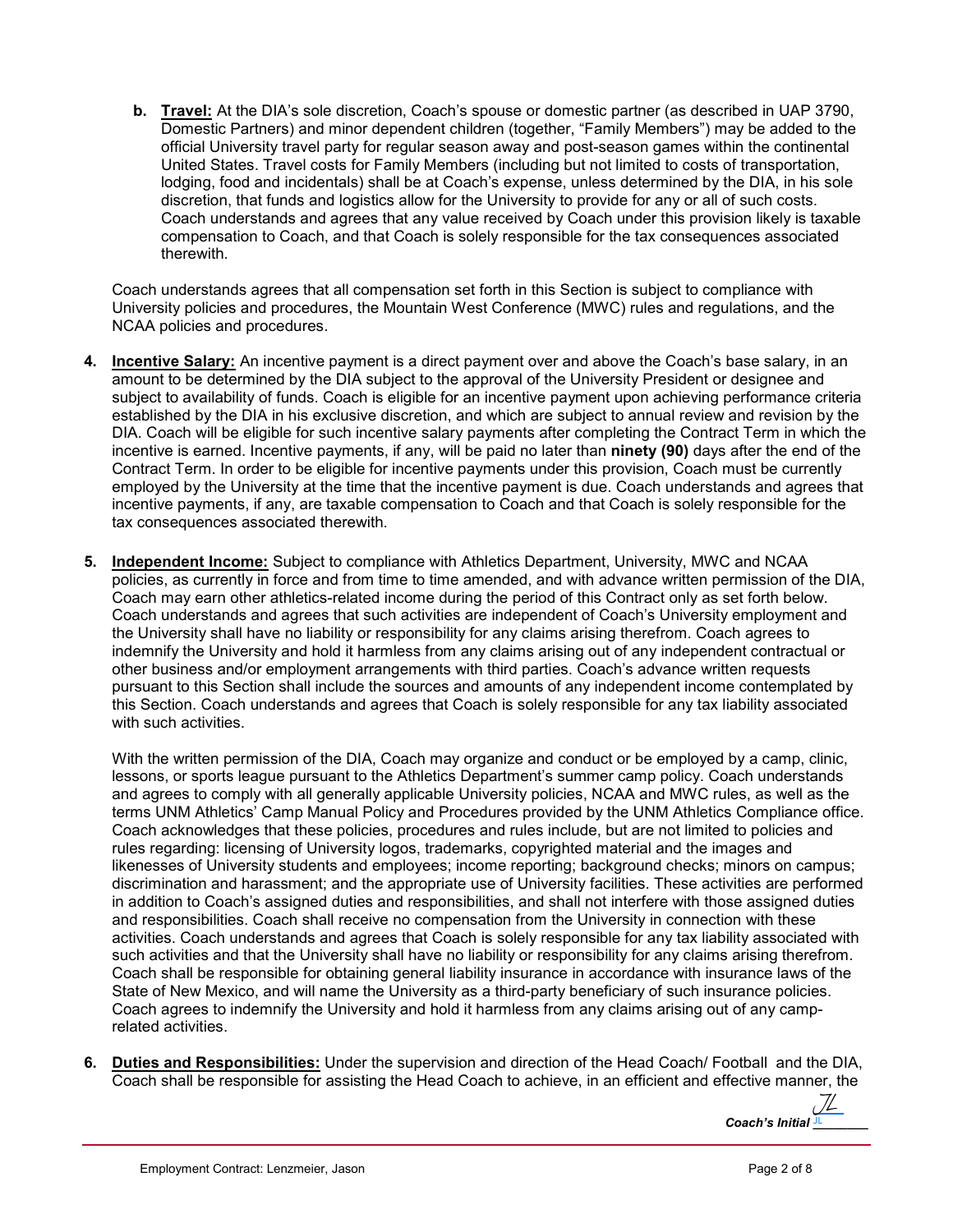b. **Travel:** At the DIA's sole discretion, Coach's spouse or domestic partner (as described in UAP 3790, Domestic Partners) and minor dependent children (together, "Family Members") may be added to the official University travel party for regular season away and post-season games within the continental United States. Travel costs for Family Members (including but not limited to costs of transportation, lodging, food and incidentals) shall be at Coach's expense, unless determined by the DIA, in his sole discretion, that funds and logistics allow for the University to provide for any or all of such costs. Coach understands and agrees that any value received by Coach under this provision likely is taxable compensation to Coach, and that Coach is solely responsible for the tax consequences associated therewith.

Coach understands agrees that all compensation set forth in this Section is subject to compliance with University policies and procedures, the Mountain West Conference (MWC) rules and regulations, and the NCAA policies and procedures.

4. **Incentive Salary:** An incentive payment is a direct payment over and above the Coach's base salary, in an amount to be determined by the DIA subject to the approval of the University President or designee and subject to availability of funds. Coach is eligible for an incentive payment upon achieving performance criteria established by the DIA in his exclusive discretion, and which are subject to annual review and revision by the DIA. Coach will be eligible for such incentive salary payments after completing the Contract Term in which the incentive is earned. Incentive payments, if any, will be paid no later than **ninety (90)** days after the end of the Contract Term. In order to be eligible for incentive payments under this provision, Coach must be currently employed by the University at the time that the incentive payment is due. Coach understands and agrees that incentive payments, if any, are taxable compensation to Coach and that Coach is solely responsible for the tax consequences associated therewith.

5. **Independent Income:** Subject to compliance with Athletics Department, University, MWC and NCAA policies, as currently in force and from time to time amended, and with advance written permission of the DIA, Coach may earn other athletics-related income during the period of this Contract only as set forth below. Coach understands and agrees that such activities are independent of Coach's University employment and the University shall have no liability or responsibility for any claims arising therefrom. Coach agrees to indemnify the University and hold it harmless from any claims arising out of any independent contractual or other business and/or employment arrangements with third parties. Coach's advance written requests pursuant to this Section shall include the sources and amounts of any independent income contemplated by this Section. Coach understands and agrees that Coach is solely responsible for any tax liability associated with such activities.

   With the written permission of the DIA, Coach may organize and conduct or be employed by a camp, clinic, lessons, or sports league pursuant to the Athletics Department's summer camp policy. Coach understands and agrees to comply with all generally applicable University policies, NCAA and MWC rules, as well as the terms UNM Athletics' Camp Manual Policy and Procedures provided by the UNM Athletics Compliance office. Coach acknowledges that these policies, procedures and rules include, but are not limited to policies and rules regarding: licensing of University logos, trademarks, copyrighted material and the images and likenesses of University students and employees; income reporting; background checks; minors on campus; discrimination and harassment; and the appropriate use of University facilities. These activities are performed in addition to Coach's assigned duties and responsibilities, and shall not interfere with those assigned duties and responsibilities. Coach shall receive no compensation from the University in connection with these activities. Coach understands and agrees that Coach is solely responsible for any tax liability associated with such activities and that the University shall have no liability or responsibility for any claims arising therefrom. Coach shall be responsible for obtaining general liability insurance in accordance with insurance laws of the State of New Mexico, and will name the University as a third-party beneficiary of such insurance policies. Coach agrees to indemnify the University and hold it harmless from any claims arising out of any camp-related activities.

6. **Duties and Responsibilities:** Under the supervision and direction of the Head Coach/ Football and the DIA, Coach shall be responsible for assisting the Head Coach to achieve, in an efficient and effective manner, the

*Coach's Initial* JL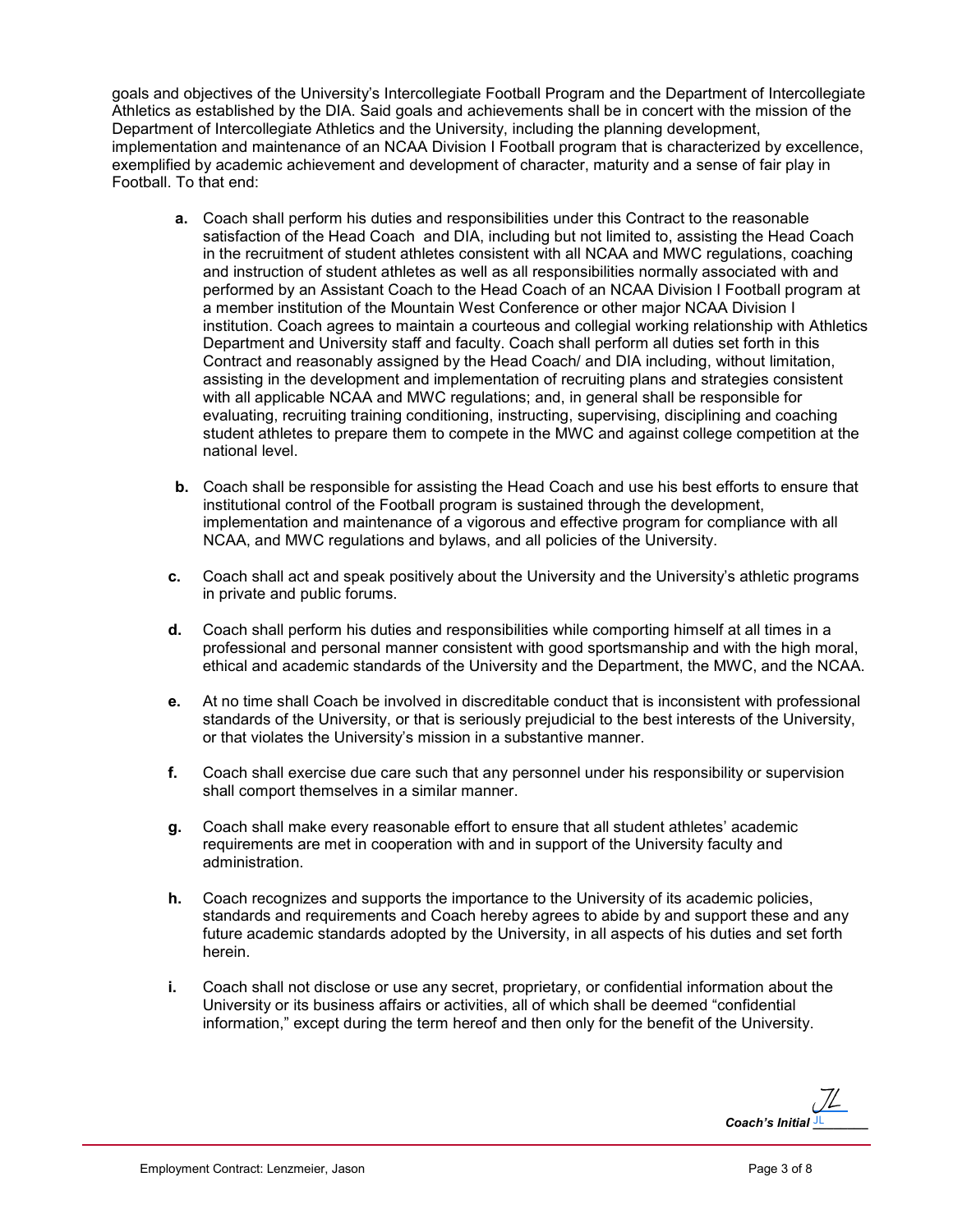goals and objectives of the University's Intercollegiate Football Program and the Department of Intercollegiate Athletics as established by the DIA. Said goals and achievements shall be in concert with the mission of the Department of Intercollegiate Athletics and the University, including the planning development, implementation and maintenance of an NCAA Division I Football program that is characterized by excellence, exemplified by academic achievement and development of character, maturity and a sense of fair play in Football. To that end:

**a.** Coach shall perform his duties and responsibilities under this Contract to the reasonable satisfaction of the Head Coach and DIA, including but not limited to, assisting the Head Coach in the recruitment of student athletes consistent with all NCAA and MWC regulations, coaching and instruction of student athletes as well as all responsibilities normally associated with and performed by an Assistant Coach to the Head Coach of an NCAA Division I Football program at a member institution of the Mountain West Conference or other major NCAA Division I institution. Coach agrees to maintain a courteous and collegial working relationship with Athletics Department and University staff and faculty. Coach shall perform all duties set forth in this Contract and reasonably assigned by the Head Coach/ and DIA including, without limitation, assisting in the development and implementation of recruiting plans and strategies consistent with all applicable NCAA and MWC regulations; and, in general shall be responsible for evaluating, recruiting training conditioning, instructing, supervising, disciplining and coaching student athletes to prepare them to compete in the MWC and against college competition at the national level.

**b.** Coach shall be responsible for assisting the Head Coach and use his best efforts to ensure that institutional control of the Football program is sustained through the development, implementation and maintenance of a vigorous and effective program for compliance with all NCAA, and MWC regulations and bylaws, and all policies of the University.

**c.** Coach shall act and speak positively about the University and the University's athletic programs in private and public forums.

**d.** Coach shall perform his duties and responsibilities while comporting himself at all times in a professional and personal manner consistent with good sportsmanship and with the high moral, ethical and academic standards of the University and the Department, the MWC, and the NCAA.

**e.** At no time shall Coach be involved in discreditable conduct that is inconsistent with professional standards of the University, or that is seriously prejudicial to the best interests of the University, or that violates the University's mission in a substantive manner.

**f.** Coach shall exercise due care such that any personnel under his responsibility or supervision shall comport themselves in a similar manner.

**g.** Coach shall make every reasonable effort to ensure that all student athletes' academic requirements are met in cooperation with and in support of the University faculty and administration.

**h.** Coach recognizes and supports the importance to the University of its academic policies, standards and requirements and Coach hereby agrees to abide by and support these and any future academic standards adopted by the University, in all aspects of his duties and set forth herein.

**i.** Coach shall not disclose or use any secret, proprietary, or confidential information about the University or its business affairs or activities, all of which shall be deemed "confidential information," except during the term hereof and then only for the benefit of the University.

*Coach's Initial* JL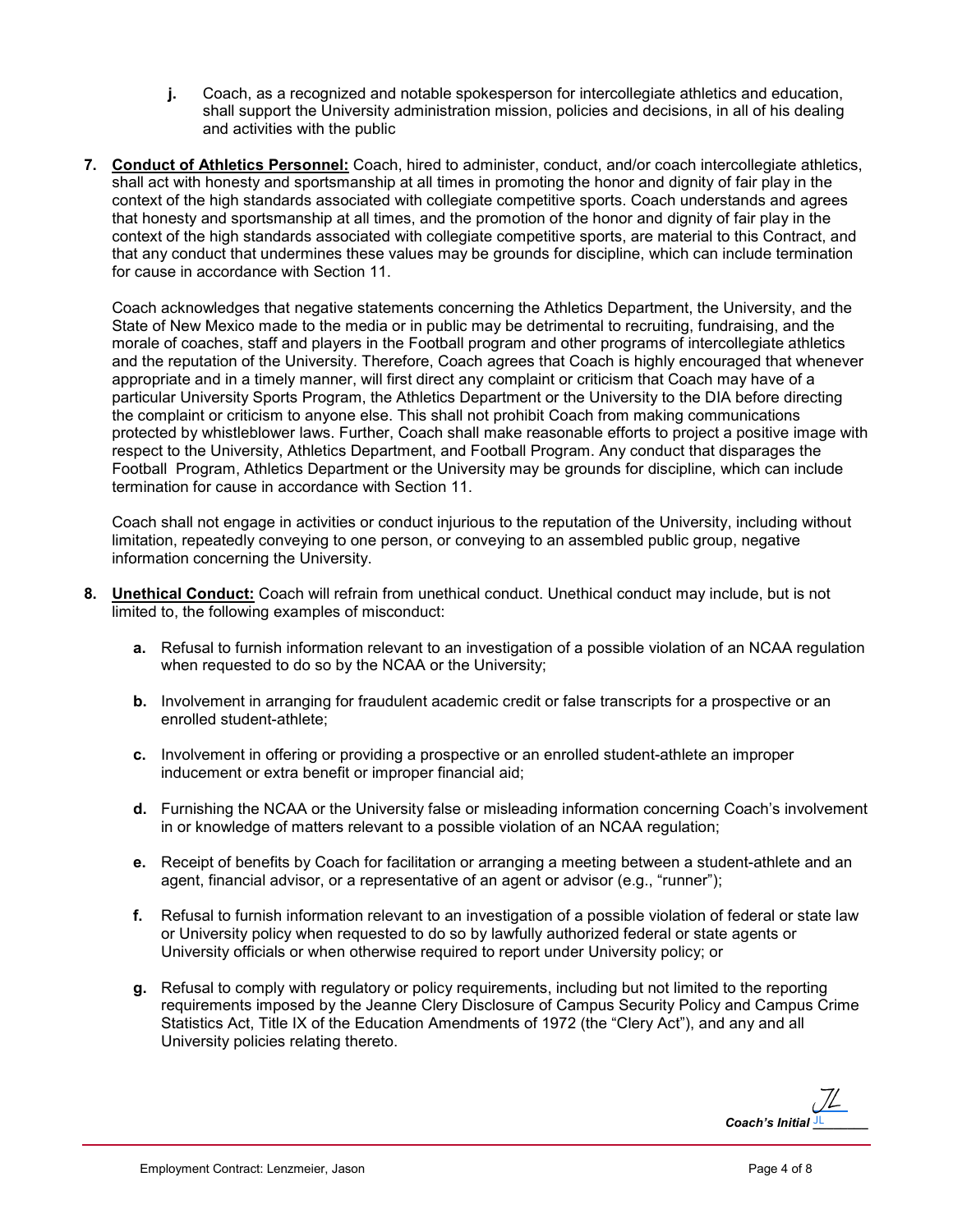j. Coach, as a recognized and notable spokesperson for intercollegiate athletics and education, shall support the University administration mission, policies and decisions, in all of his dealing and activities with the public

7. **Conduct of Athletics Personnel:** Coach, hired to administer, conduct, and/or coach intercollegiate athletics, shall act with honesty and sportsmanship at all times in promoting the honor and dignity of fair play in the context of the high standards associated with collegiate competitive sports. Coach understands and agrees that honesty and sportsmanship at all times, and the promotion of the honor and dignity of fair play in the context of the high standards associated with collegiate competitive sports, are material to this Contract, and that any conduct that undermines these values may be grounds for discipline, which can include termination for cause in accordance with Section 11.

   Coach acknowledges that negative statements concerning the Athletics Department, the University, and the State of New Mexico made to the media or in public may be detrimental to recruiting, fundraising, and the morale of coaches, staff and players in the Football program and other programs of intercollegiate athletics and the reputation of the University. Therefore, Coach agrees that Coach is highly encouraged that whenever appropriate and in a timely manner, will first direct any complaint or criticism that Coach may have of a particular University Sports Program, the Athletics Department or the University to the DIA before directing the complaint or criticism to anyone else. This shall not prohibit Coach from making communications protected by whistleblower laws. Further, Coach shall make reasonable efforts to project a positive image with respect to the University, Athletics Department, and Football Program. Any conduct that disparages the Football Program, Athletics Department or the University may be grounds for discipline, which can include termination for cause in accordance with Section 11.

   Coach shall not engage in activities or conduct injurious to the reputation of the University, including without limitation, repeatedly conveying to one person, or conveying to an assembled public group, negative information concerning the University.

8. **Unethical Conduct:** Coach will refrain from unethical conduct. Unethical conduct may include, but is not limited to, the following examples of misconduct:

   a. Refusal to furnish information relevant to an investigation of a possible violation of an NCAA regulation when requested to do so by the NCAA or the University;

   b. Involvement in arranging for fraudulent academic credit or false transcripts for a prospective or an enrolled student-athlete;

   c. Involvement in offering or providing a prospective or an enrolled student-athlete an improper inducement or extra benefit or improper financial aid;

   d. Furnishing the NCAA or the University false or misleading information concerning Coach's involvement in or knowledge of matters relevant to a possible violation of an NCAA regulation;

   e. Receipt of benefits by Coach for facilitation or arranging a meeting between a student-athlete and an agent, financial advisor, or a representative of an agent or advisor (e.g., "runner");

   f. Refusal to furnish information relevant to an investigation of a possible violation of federal or state law or University policy when requested to do so by lawfully authorized federal or state agents or University officials or when otherwise required to report under University policy; or

   g. Refusal to comply with regulatory or policy requirements, including but not limited to the reporting requirements imposed by the Jeanne Clery Disclosure of Campus Security Policy and Campus Crime Statistics Act, Title IX of the Education Amendments of 1972 (the "Clery Act"), and any and all University policies relating thereto.

*Coach's Initial* JL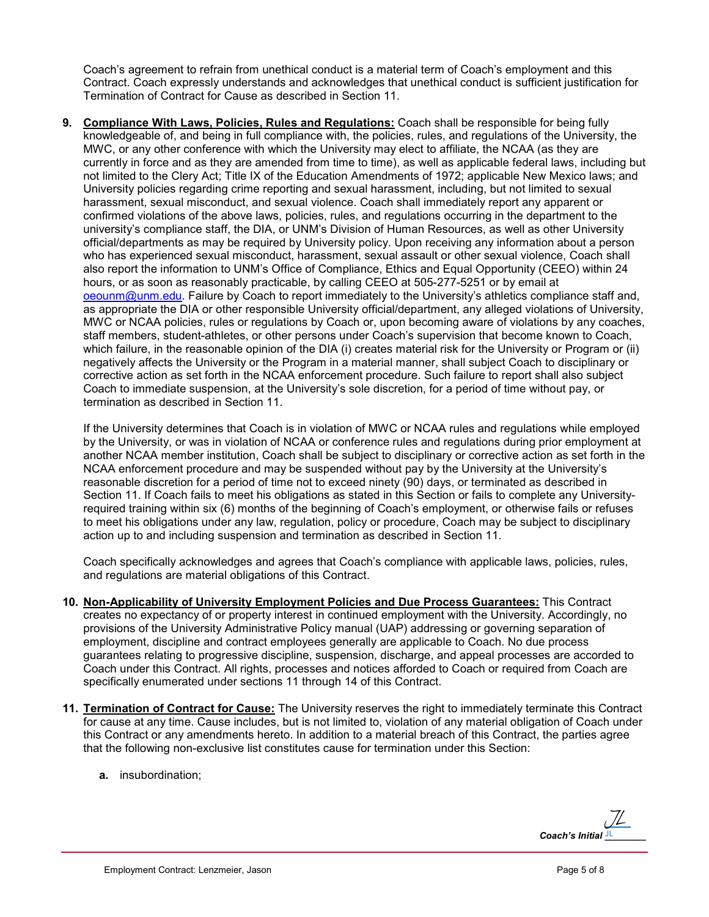Coach's agreement to refrain from unethical conduct is a material term of Coach's employment and this Contract. Coach expressly understands and acknowledges that unethical conduct is sufficient justification for Termination of Contract for Cause as described in Section 11.

**9. <u>Compliance With Laws, Policies, Rules and Regulations:</u>** Coach shall be responsible for being fully knowledgeable of, and being in full compliance with, the policies, rules, and regulations of the University, the MWC, or any other conference with which the University may elect to affiliate, the NCAA (as they are currently in force and as they are amended from time to time), as well as applicable federal laws, including but not limited to the Clery Act; Title IX of the Education Amendments of 1972; applicable New Mexico laws; and University policies regarding crime reporting and sexual harassment, including, but not limited to sexual harassment, sexual misconduct, and sexual violence. Coach shall immediately report any apparent or confirmed violations of the above laws, policies, rules, and regulations occurring in the department to the university's compliance staff, the DIA, or UNM's Division of Human Resources, as well as other University official/departments as may be required by University policy. Upon receiving any information about a person who has experienced sexual misconduct, harassment, sexual assault or other sexual violence, Coach shall also report the information to UNM's Office of Compliance, Ethics and Equal Opportunity (CEEO) within 24 hours, or as soon as reasonably practicable, by calling CEEO at 505-277-5251 or by email at oeounm@unm.edu. Failure by Coach to report immediately to the University's athletics compliance staff and, as appropriate the DIA or other responsible University official/department, any alleged violations of University, MWC or NCAA policies, rules or regulations by Coach or, upon becoming aware of violations by any coaches, staff members, student-athletes, or other persons under Coach's supervision that become known to Coach, which failure, in the reasonable opinion of the DIA (i) creates material risk for the University or Program or (ii) negatively affects the University or the Program in a material manner, shall subject Coach to disciplinary or corrective action as set forth in the NCAA enforcement procedure. Such failure to report shall also subject Coach to immediate suspension, at the University's sole discretion, for a period of time without pay, or termination as described in Section 11.

If the University determines that Coach is in violation of MWC or NCAA rules and regulations while employed by the University, or was in violation of NCAA or conference rules and regulations during prior employment at another NCAA member institution, Coach shall be subject to disciplinary or corrective action as set forth in the NCAA enforcement procedure and may be suspended without pay by the University at the University's reasonable discretion for a period of time not to exceed ninety (90) days, or terminated as described in Section 11. If Coach fails to meet his obligations as stated in this Section or fails to complete any University-required training within six (6) months of the beginning of Coach's employment, or otherwise fails or refuses to meet his obligations under any law, regulation, policy or procedure, Coach may be subject to disciplinary action up to and including suspension and termination as described in Section 11.

Coach specifically acknowledges and agrees that Coach's compliance with applicable laws, policies, rules, and regulations are material obligations of this Contract.

**10. <u>Non-Applicability of University Employment Policies and Due Process Guarantees:</u>** This Contract creates no expectancy of or property interest in continued employment with the University. Accordingly, no provisions of the University Administrative Policy manual (UAP) addressing or governing separation of employment, discipline and contract employees generally are applicable to Coach. No due process guarantees relating to progressive discipline, suspension, discharge, and appeal processes are accorded to Coach under this Contract. All rights, processes and notices afforded to Coach or required from Coach are specifically enumerated under sections 11 through 14 of this Contract.

**11. <u>Termination of Contract for Cause:</u>** The University reserves the right to immediately terminate this Contract for cause at any time. Cause includes, but is not limited to, violation of any material obligation of Coach under this Contract or any amendments hereto. In addition to a material breach of this Contract, the parties agree that the following non-exclusive list constitutes cause for termination under this Section:

   **a.** insubordination;

*Coach's Initial* JL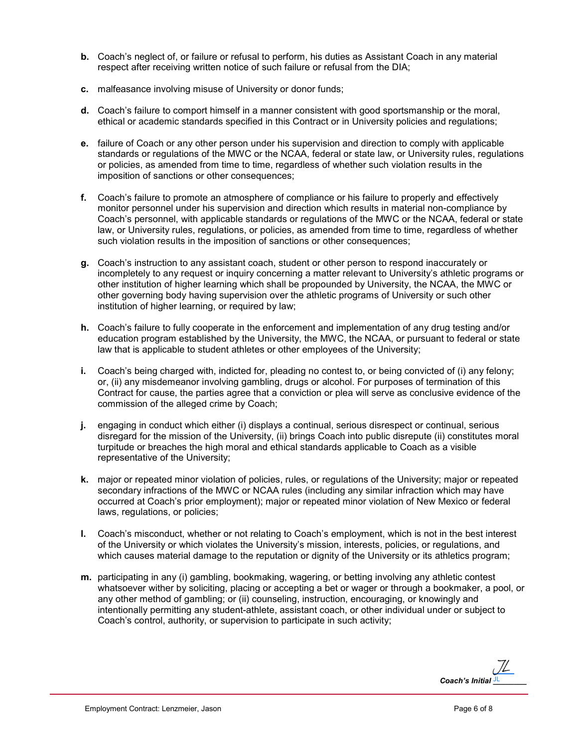**b.** Coach's neglect of, or failure or refusal to perform, his duties as Assistant Coach in any material respect after receiving written notice of such failure or refusal from the DIA;

**c.** malfeasance involving misuse of University or donor funds;

**d.** Coach's failure to comport himself in a manner consistent with good sportsmanship or the moral, ethical or academic standards specified in this Contract or in University policies and regulations;

**e.** failure of Coach or any other person under his supervision and direction to comply with applicable standards or regulations of the MWC or the NCAA, federal or state law, or University rules, regulations or policies, as amended from time to time, regardless of whether such violation results in the imposition of sanctions or other consequences;

**f.** Coach's failure to promote an atmosphere of compliance or his failure to properly and effectively monitor personnel under his supervision and direction which results in material non-compliance by Coach's personnel, with applicable standards or regulations of the MWC or the NCAA, federal or state law, or University rules, regulations, or policies, as amended from time to time, regardless of whether such violation results in the imposition of sanctions or other consequences;

**g.** Coach's instruction to any assistant coach, student or other person to respond inaccurately or incompletely to any request or inquiry concerning a matter relevant to University's athletic programs or other institution of higher learning which shall be propounded by University, the NCAA, the MWC or other governing body having supervision over the athletic programs of University or such other institution of higher learning, or required by law;

**h.** Coach's failure to fully cooperate in the enforcement and implementation of any drug testing and/or education program established by the University, the MWC, the NCAA, or pursuant to federal or state law that is applicable to student athletes or other employees of the University;

**i.** Coach's being charged with, indicted for, pleading no contest to, or being convicted of (i) any felony; or, (ii) any misdemeanor involving gambling, drugs or alcohol. For purposes of termination of this Contract for cause, the parties agree that a conviction or plea will serve as conclusive evidence of the commission of the alleged crime by Coach;

**j.** engaging in conduct which either (i) displays a continual, serious disrespect or continual, serious disregard for the mission of the University, (ii) brings Coach into public disrepute (ii) constitutes moral turpitude or breaches the high moral and ethical standards applicable to Coach as a visible representative of the University;

**k.** major or repeated minor violation of policies, rules, or regulations of the University; major or repeated secondary infractions of the MWC or NCAA rules (including any similar infraction which may have occurred at Coach's prior employment); major or repeated minor violation of New Mexico or federal laws, regulations, or policies;

**l.** Coach's misconduct, whether or not relating to Coach's employment, which is not in the best interest of the University or which violates the University's mission, interests, policies, or regulations, and which causes material damage to the reputation or dignity of the University or its athletics program;

**m.** participating in any (i) gambling, bookmaking, wagering, or betting involving any athletic contest whatsoever wither by soliciting, placing or accepting a bet or wager or through a bookmaker, a pool, or any other method of gambling; or (ii) counseling, instruction, encouraging, or knowingly and intentionally permitting any student-athlete, assistant coach, or other individual under or subject to Coach's control, authority, or supervision to participate in such activity;

*Coach's Initial* JL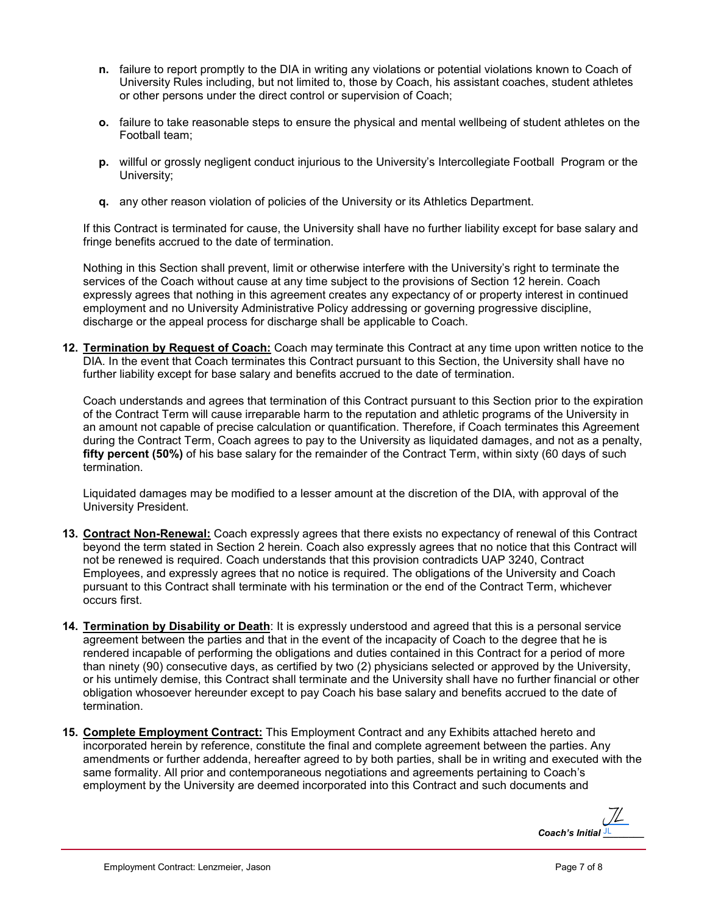**n.** failure to report promptly to the DIA in writing any violations or potential violations known to Coach of University Rules including, but not limited to, those by Coach, his assistant coaches, student athletes or other persons under the direct control or supervision of Coach;

**o.** failure to take reasonable steps to ensure the physical and mental wellbeing of student athletes on the Football team;

**p.** willful or grossly negligent conduct injurious to the University's Intercollegiate Football Program or the University;

**q.** any other reason violation of policies of the University or its Athletics Department.

If this Contract is terminated for cause, the University shall have no further liability except for base salary and fringe benefits accrued to the date of termination.

Nothing in this Section shall prevent, limit or otherwise interfere with the University's right to terminate the services of the Coach without cause at any time subject to the provisions of Section 12 herein. Coach expressly agrees that nothing in this agreement creates any expectancy of or property interest in continued employment and no University Administrative Policy addressing or governing progressive discipline, discharge or the appeal process for discharge shall be applicable to Coach.

**12. Termination by Request of Coach:** Coach may terminate this Contract at any time upon written notice to the DIA. In the event that Coach terminates this Contract pursuant to this Section, the University shall have no further liability except for base salary and benefits accrued to the date of termination.

Coach understands and agrees that termination of this Contract pursuant to this Section prior to the expiration of the Contract Term will cause irreparable harm to the reputation and athletic programs of the University in an amount not capable of precise calculation or quantification. Therefore, if Coach terminates this Agreement during the Contract Term, Coach agrees to pay to the University as liquidated damages, and not as a penalty, **fifty percent (50%)** of his base salary for the remainder of the Contract Term, within sixty (60 days of such termination.

Liquidated damages may be modified to a lesser amount at the discretion of the DIA, with approval of the University President.

**13. Contract Non-Renewal:** Coach expressly agrees that there exists no expectancy of renewal of this Contract beyond the term stated in Section 2 herein. Coach also expressly agrees that no notice that this Contract will not be renewed is required. Coach understands that this provision contradicts UAP 3240, Contract Employees, and expressly agrees that no notice is required. The obligations of the University and Coach pursuant to this Contract shall terminate with his termination or the end of the Contract Term, whichever occurs first.

**14. Termination by Disability or Death**: It is expressly understood and agreed that this is a personal service agreement between the parties and that in the event of the incapacity of Coach to the degree that he is rendered incapable of performing the obligations and duties contained in this Contract for a period of more than ninety (90) consecutive days, as certified by two (2) physicians selected or approved by the University, or his untimely demise, this Contract shall terminate and the University shall have no further financial or other obligation whosoever hereunder except to pay Coach his base salary and benefits accrued to the date of termination.

**15. Complete Employment Contract:** This Employment Contract and any Exhibits attached hereto and incorporated herein by reference, constitute the final and complete agreement between the parties. Any amendments or further addenda, hereafter agreed to by both parties, shall be in writing and executed with the same formality. All prior and contemporaneous negotiations and agreements pertaining to Coach's employment by the University are deemed incorporated into this Contract and such documents and

*Coach's Initial* JL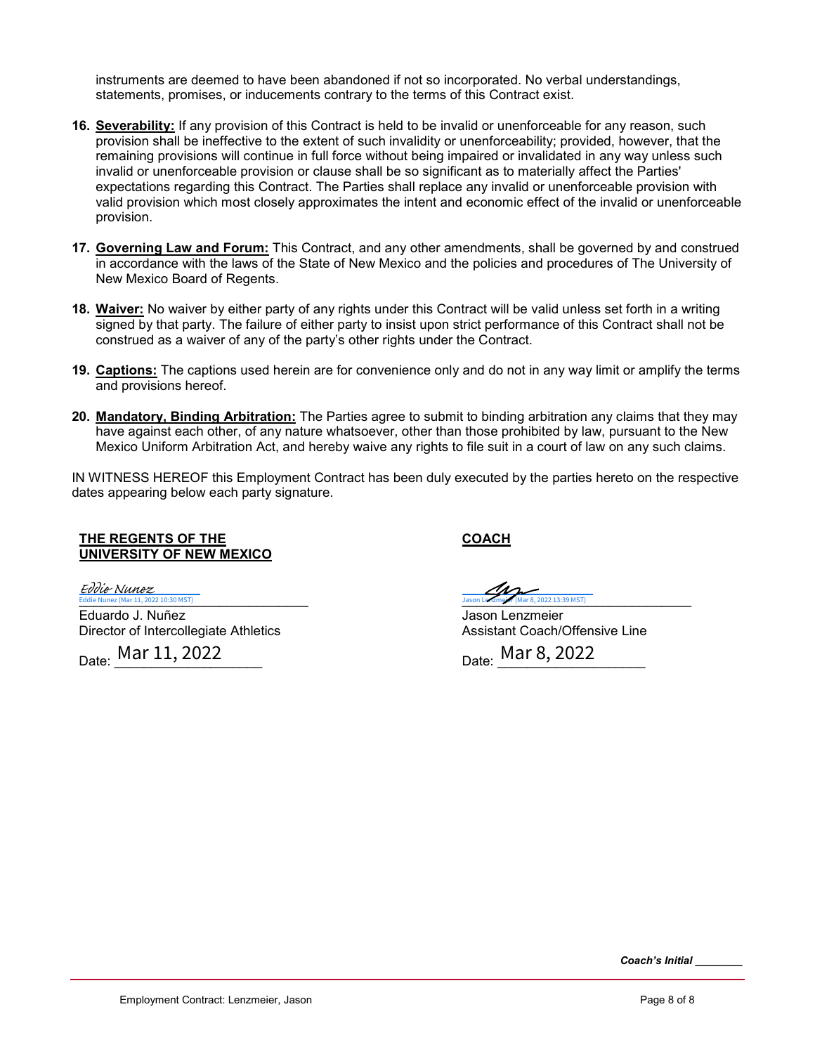instruments are deemed to have been abandoned if not so incorporated. No verbal understandings, statements, promises, or inducements contrary to the terms of this Contract exist.

16. **Severability:** If any provision of this Contract is held to be invalid or unenforceable for any reason, such provision shall be ineffective to the extent of such invalidity or unenforceability; provided, however, that the remaining provisions will continue in full force without being impaired or invalidated in any way unless such invalid or unenforceable provision or clause shall be so significant as to materially affect the Parties' expectations regarding this Contract. The Parties shall replace any invalid or unenforceable provision with valid provision which most closely approximates the intent and economic effect of the invalid or unenforceable provision.

17. **Governing Law and Forum:** This Contract, and any other amendments, shall be governed by and construed in accordance with the laws of the State of New Mexico and the policies and procedures of The University of New Mexico Board of Regents.

18. **Waiver:** No waiver by either party of any rights under this Contract will be valid unless set forth in a writing signed by that party. The failure of either party to insist upon strict performance of this Contract shall not be construed as a waiver of any of the party's other rights under the Contract.

19. **Captions:** The captions used herein are for convenience only and do not in any way limit or amplify the terms and provisions hereof.

20. **Mandatory, Binding Arbitration:** The Parties agree to submit to binding arbitration any claims that they may have against each other, of any nature whatsoever, other than those prohibited by law, pursuant to the New Mexico Uniform Arbitration Act, and hereby waive any rights to file suit in a court of law on any such claims.

IN WITNESS HEREOF this Employment Contract has been duly executed by the parties hereto on the respective dates appearing below each party signature.

**THE REGENTS OF THE UNIVERSITY OF NEW MEXICO**

Eddie Nunez
Eddie Nunez (Mar 11, 2022 10:30 MST)

Eduardo J. Nuñez
Director of Intercollegiate Athletics

Date: Mar 11, 2022

**COACH**

Jason Lenzmeier (Mar 8, 2022 13:39 MST)

Jason Lenzmeier
Assistant Coach/Offensive Line

Date: Mar 8, 2022

***Coach's Initial*** ________